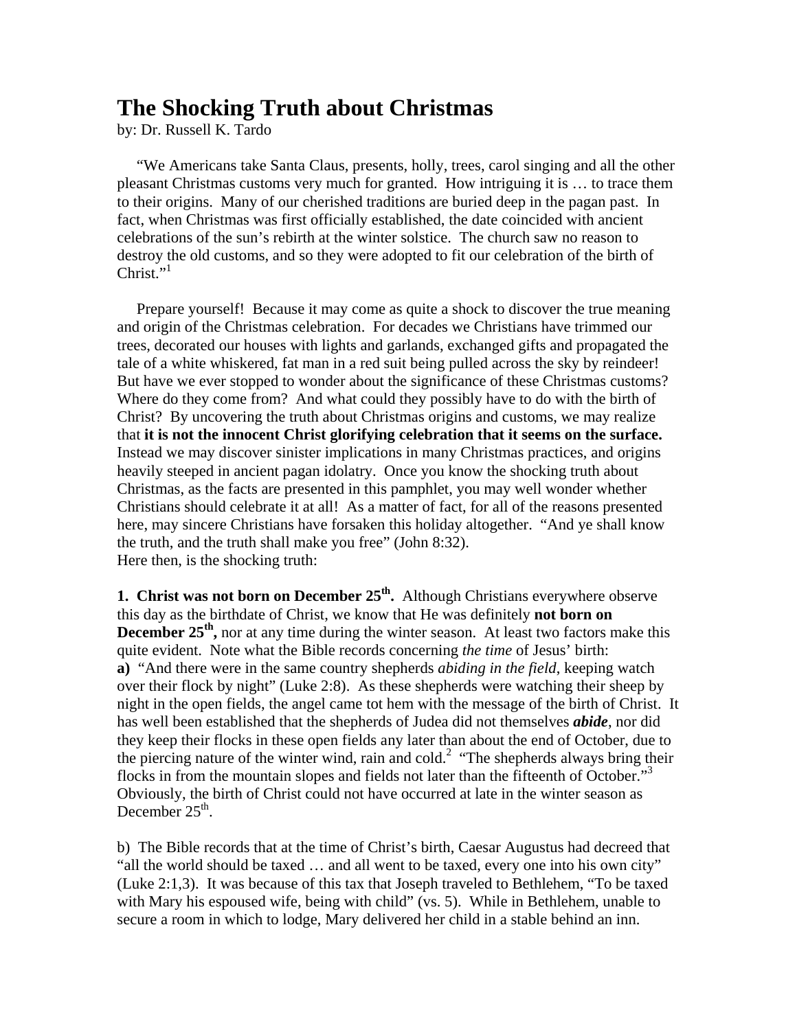# The Shocking Truth about Christmas

by: Dr. Russell K. Tardo

"We Americans take Santa Claus, presents, holly, trees, carol singing and all the other pleasant Christmas customs very much for granted. How intriguing it is … to trace them to their origins. Many of our cherished traditions are buried deep in the pagan past. In fact, when Christmas was first officially established, the date coincided with ancient celebrations of the sun's rebirth at the winter solstice. The church saw no reason to destroy the old customs, and so they were adopted to fit our celebration of the birth of Christ."[1]

Prepare yourself! Because it may come as quite a shock to discover the true meaning and origin of the Christmas celebration. For decades we Christians have trimmed our trees, decorated our houses with lights and garlands, exchanged gifts and propagated the tale of a white whiskered, fat man in a red suit being pulled across the sky by reindeer! But have we ever stopped to wonder about the significance of these Christmas customs? Where do they come from? And what could they possibly have to do with the birth of Christ? By uncovering the truth about Christmas origins and customs, we may realize that **it is not the innocent Christ glorifying celebration that it seems on the surface.** Instead we may discover sinister implications in many Christmas practices, and origins heavily steeped in ancient pagan idolatry. Once you know the shocking truth about Christmas, as the facts are presented in this pamphlet, you may well wonder whether Christians should celebrate it at all! As a matter of fact, for all of the reasons presented here, may sincere Christians have forsaken this holiday altogether. "And ye shall know the truth, and the truth shall make you free" (John 8:32).
Here then, is the shocking truth:

**1. Christ was not born on December 25th.** Although Christians everywhere observe this day as the birthdate of Christ, we know that He was definitely **not born on December 25th,** nor at any time during the winter season. At least two factors make this quite evident. Note what the Bible records concerning *the time* of Jesus' birth:
**a)** "And there were in the same country shepherds *abiding in the field*, keeping watch over their flock by night" (Luke 2:8). As these shepherds were watching their sheep by night in the open fields, the angel came tot hem with the message of the birth of Christ. It has well been established that the shepherds of Judea did not themselves ***abide***, nor did they keep their flocks in these open fields any later than about the end of October, due to the piercing nature of the winter wind, rain and cold.[2] "The shepherds always bring their flocks in from the mountain slopes and fields not later than the fifteenth of October."[3] Obviously, the birth of Christ could not have occurred at late in the winter season as December 25th.

b) The Bible records that at the time of Christ's birth, Caesar Augustus had decreed that "all the world should be taxed … and all went to be taxed, every one into his own city" (Luke 2:1,3). It was because of this tax that Joseph traveled to Bethlehem, "To be taxed with Mary his espoused wife, being with child" (vs. 5). While in Bethlehem, unable to secure a room in which to lodge, Mary delivered her child in a stable behind an inn.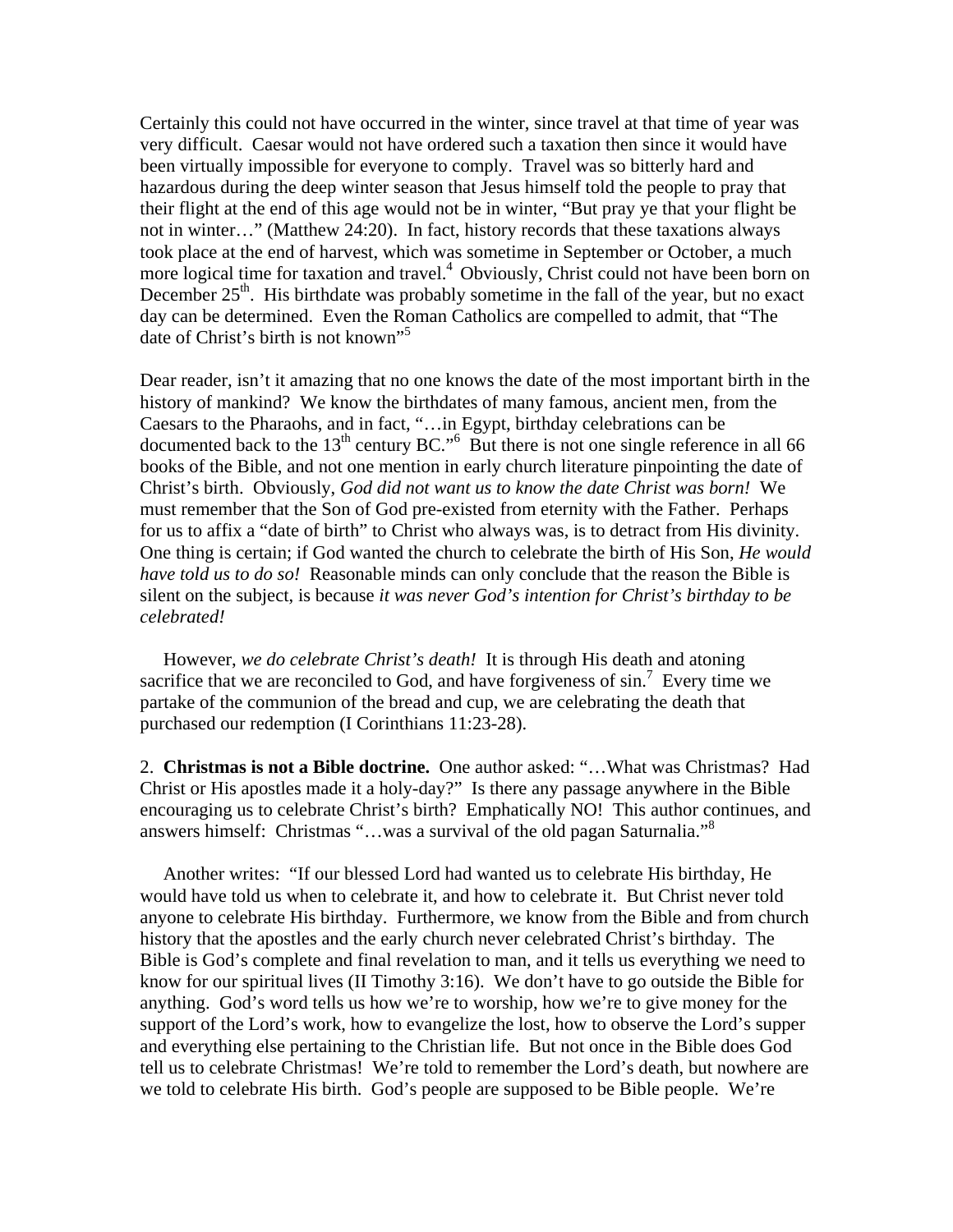Certainly this could not have occurred in the winter, since travel at that time of year was very difficult. Caesar would not have ordered such a taxation then since it would have been virtually impossible for everyone to comply. Travel was so bitterly hard and hazardous during the deep winter season that Jesus himself told the people to pray that their flight at the end of this age would not be in winter, "But pray ye that your flight be not in winter…" (Matthew 24:20). In fact, history records that these taxations always took place at the end of harvest, which was sometime in September or October, a much more logical time for taxation and travel.[4] Obviously, Christ could not have been born on December 25th. His birthdate was probably sometime in the fall of the year, but no exact day can be determined. Even the Roman Catholics are compelled to admit, that "The date of Christ's birth is not known"[5]

Dear reader, isn't it amazing that no one knows the date of the most important birth in the history of mankind? We know the birthdates of many famous, ancient men, from the Caesars to the Pharaohs, and in fact, "…in Egypt, birthday celebrations can be documented back to the 13th century BC."[6] But there is not one single reference in all 66 books of the Bible, and not one mention in early church literature pinpointing the date of Christ's birth. Obviously, *God did not want us to know the date Christ was born!* We must remember that the Son of God pre-existed from eternity with the Father. Perhaps for us to affix a "date of birth" to Christ who always was, is to detract from His divinity. One thing is certain; if God wanted the church to celebrate the birth of His Son, *He would have told us to do so!* Reasonable minds can only conclude that the reason the Bible is silent on the subject, is because *it was never God's intention for Christ's birthday to be celebrated!*

However, *we do celebrate Christ's death!* It is through His death and atoning sacrifice that we are reconciled to God, and have forgiveness of sin.[7] Every time we partake of the communion of the bread and cup, we are celebrating the death that purchased our redemption (I Corinthians 11:23-28).

2. **Christmas is not a Bible doctrine.** One author asked: "…What was Christmas? Had Christ or His apostles made it a holy-day?" Is there any passage anywhere in the Bible encouraging us to celebrate Christ's birth? Emphatically NO! This author continues, and answers himself: Christmas "…was a survival of the old pagan Saturnalia."[8]

Another writes: "If our blessed Lord had wanted us to celebrate His birthday, He would have told us when to celebrate it, and how to celebrate it. But Christ never told anyone to celebrate His birthday. Furthermore, we know from the Bible and from church history that the apostles and the early church never celebrated Christ's birthday. The Bible is God's complete and final revelation to man, and it tells us everything we need to know for our spiritual lives (II Timothy 3:16). We don't have to go outside the Bible for anything. God's word tells us how we're to worship, how we're to give money for the support of the Lord's work, how to evangelize the lost, how to observe the Lord's supper and everything else pertaining to the Christian life. But not once in the Bible does God tell us to celebrate Christmas! We're told to remember the Lord's death, but nowhere are we told to celebrate His birth. God's people are supposed to be Bible people. We're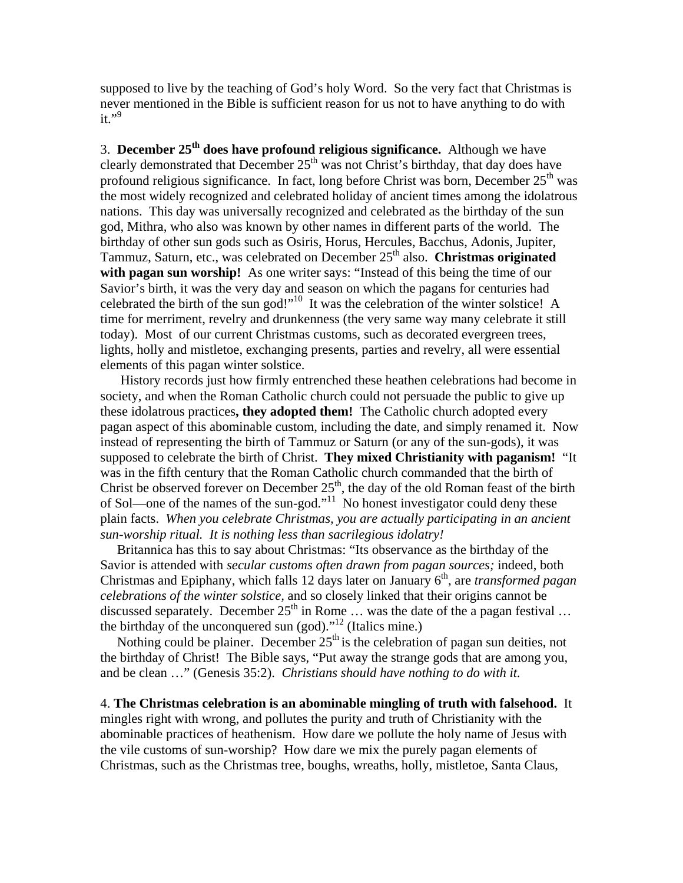supposed to live by the teaching of God's holy Word. So the very fact that Christmas is never mentioned in the Bible is sufficient reason for us not to have anything to do with it."[9]

3. **December 25th does have profound religious significance.** Although we have clearly demonstrated that December 25th was not Christ's birthday, that day does have profound religious significance. In fact, long before Christ was born, December 25th was the most widely recognized and celebrated holiday of ancient times among the idolatrous nations. This day was universally recognized and celebrated as the birthday of the sun god, Mithra, who also was known by other names in different parts of the world. The birthday of other sun gods such as Osiris, Horus, Hercules, Bacchus, Adonis, Jupiter, Tammuz, Saturn, etc., was celebrated on December 25th also. **Christmas originated with pagan sun worship!** As one writer says: "Instead of this being the time of our Savior's birth, it was the very day and season on which the pagans for centuries had celebrated the birth of the sun god!"[10] It was the celebration of the winter solstice! A time for merriment, revelry and drunkenness (the very same way many celebrate it still today). Most of our current Christmas customs, such as decorated evergreen trees, lights, holly and mistletoe, exchanging presents, parties and revelry, all were essential elements of this pagan winter solstice.

History records just how firmly entrenched these heathen celebrations had become in society, and when the Roman Catholic church could not persuade the public to give up these idolatrous practices**, they adopted them!** The Catholic church adopted every pagan aspect of this abominable custom, including the date, and simply renamed it. Now instead of representing the birth of Tammuz or Saturn (or any of the sun-gods), it was supposed to celebrate the birth of Christ. **They mixed Christianity with paganism!** "It was in the fifth century that the Roman Catholic church commanded that the birth of Christ be observed forever on December 25th, the day of the old Roman feast of the birth of Sol—one of the names of the sun-god."[11] No honest investigator could deny these plain facts. *When you celebrate Christmas, you are actually participating in an ancient sun-worship ritual. It is nothing less than sacrilegious idolatry!*

Britannica has this to say about Christmas: "Its observance as the birthday of the Savior is attended with *secular customs often drawn from pagan sources;* indeed, both Christmas and Epiphany, which falls 12 days later on January 6th, are *transformed pagan celebrations of the winter solstice*, and so closely linked that their origins cannot be discussed separately. December 25th in Rome … was the date of the a pagan festival … the birthday of the unconquered sun (god)."[12] (Italics mine.)

Nothing could be plainer. December 25th is the celebration of pagan sun deities, not the birthday of Christ! The Bible says, "Put away the strange gods that are among you, and be clean …" (Genesis 35:2). *Christians should have nothing to do with it.*

4. **The Christmas celebration is an abominable mingling of truth with falsehood.** It mingles right with wrong, and pollutes the purity and truth of Christianity with the abominable practices of heathenism. How dare we pollute the holy name of Jesus with the vile customs of sun-worship? How dare we mix the purely pagan elements of Christmas, such as the Christmas tree, boughs, wreaths, holly, mistletoe, Santa Claus,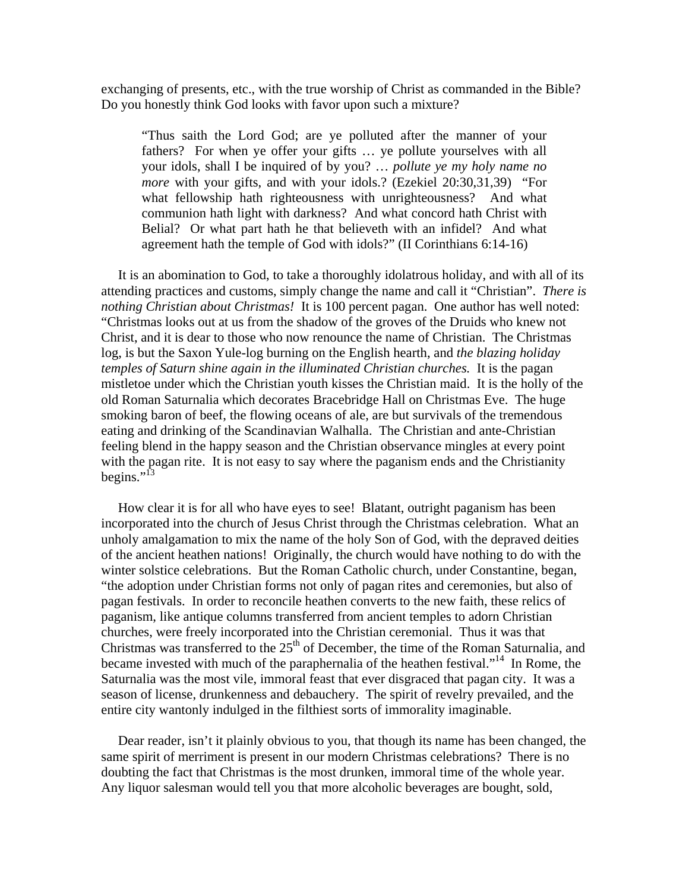exchanging of presents, etc., with the true worship of Christ as commanded in the Bible? Do you honestly think God looks with favor upon such a mixture?

> "Thus saith the Lord God; are ye polluted after the manner of your fathers? For when ye offer your gifts … ye pollute yourselves with all your idols, shall I be inquired of by you? … *pollute ye my holy name no more* with your gifts, and with your idols.? (Ezekiel 20:30,31,39) "For what fellowship hath righteousness with unrighteousness? And what communion hath light with darkness? And what concord hath Christ with Belial? Or what part hath he that believeth with an infidel? And what agreement hath the temple of God with idols?" (II Corinthians 6:14-16)

It is an abomination to God, to take a thoroughly idolatrous holiday, and with all of its attending practices and customs, simply change the name and call it "Christian". *There is nothing Christian about Christmas!* It is 100 percent pagan. One author has well noted: "Christmas looks out at us from the shadow of the groves of the Druids who knew not Christ, and it is dear to those who now renounce the name of Christian. The Christmas log, is but the Saxon Yule-log burning on the English hearth, and *the blazing holiday temples of Saturn shine again in the illuminated Christian churches.* It is the pagan mistletoe under which the Christian youth kisses the Christian maid. It is the holly of the old Roman Saturnalia which decorates Bracebridge Hall on Christmas Eve. The huge smoking baron of beef, the flowing oceans of ale, are but survivals of the tremendous eating and drinking of the Scandinavian Walhalla. The Christian and ante-Christian feeling blend in the happy season and the Christian observance mingles at every point with the pagan rite. It is not easy to say where the paganism ends and the Christianity begins."[13]

How clear it is for all who have eyes to see! Blatant, outright paganism has been incorporated into the church of Jesus Christ through the Christmas celebration. What an unholy amalgamation to mix the name of the holy Son of God, with the depraved deities of the ancient heathen nations! Originally, the church would have nothing to do with the winter solstice celebrations. But the Roman Catholic church, under Constantine, began, "the adoption under Christian forms not only of pagan rites and ceremonies, but also of pagan festivals. In order to reconcile heathen converts to the new faith, these relics of paganism, like antique columns transferred from ancient temples to adorn Christian churches, were freely incorporated into the Christian ceremonial. Thus it was that Christmas was transferred to the 25th of December, the time of the Roman Saturnalia, and became invested with much of the paraphernalia of the heathen festival."[14] In Rome, the Saturnalia was the most vile, immoral feast that ever disgraced that pagan city. It was a season of license, drunkenness and debauchery. The spirit of revelry prevailed, and the entire city wantonly indulged in the filthiest sorts of immorality imaginable.

Dear reader, isn't it plainly obvious to you, that though its name has been changed, the same spirit of merriment is present in our modern Christmas celebrations? There is no doubting the fact that Christmas is the most drunken, immoral time of the whole year. Any liquor salesman would tell you that more alcoholic beverages are bought, sold,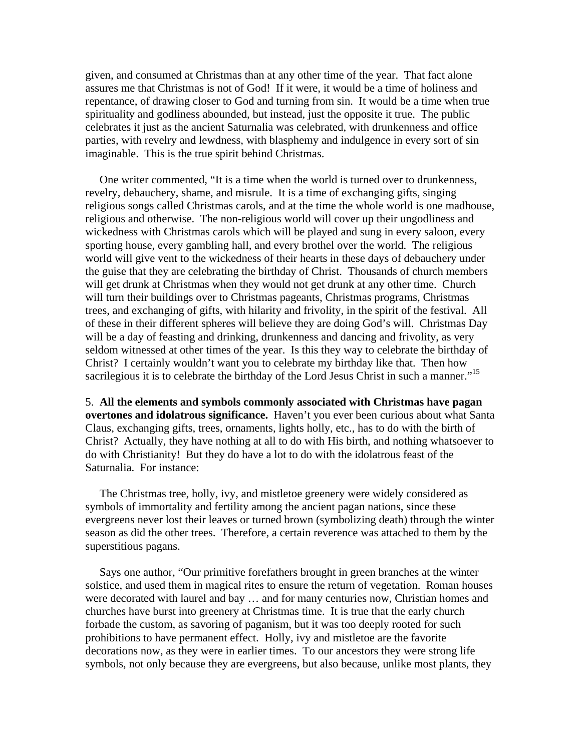given, and consumed at Christmas than at any other time of the year. That fact alone assures me that Christmas is not of God! If it were, it would be a time of holiness and repentance, of drawing closer to God and turning from sin. It would be a time when true spirituality and godliness abounded, but instead, just the opposite it true. The public celebrates it just as the ancient Saturnalia was celebrated, with drunkenness and office parties, with revelry and lewdness, with blasphemy and indulgence in every sort of sin imaginable. This is the true spirit behind Christmas.

One writer commented, "It is a time when the world is turned over to drunkenness, revelry, debauchery, shame, and misrule. It is a time of exchanging gifts, singing religious songs called Christmas carols, and at the time the whole world is one madhouse, religious and otherwise. The non-religious world will cover up their ungodliness and wickedness with Christmas carols which will be played and sung in every saloon, every sporting house, every gambling hall, and every brothel over the world. The religious world will give vent to the wickedness of their hearts in these days of debauchery under the guise that they are celebrating the birthday of Christ. Thousands of church members will get drunk at Christmas when they would not get drunk at any other time. Church will turn their buildings over to Christmas pageants, Christmas programs, Christmas trees, and exchanging of gifts, with hilarity and frivolity, in the spirit of the festival. All of these in their different spheres will believe they are doing God's will. Christmas Day will be a day of feasting and drinking, drunkenness and dancing and frivolity, as very seldom witnessed at other times of the year. Is this they way to celebrate the birthday of Christ? I certainly wouldn't want you to celebrate my birthday like that. Then how sacrilegious it is to celebrate the birthday of the Lord Jesus Christ in such a manner."[15]

5. **All the elements and symbols commonly associated with Christmas have pagan overtones and idolatrous significance.** Haven't you ever been curious about what Santa Claus, exchanging gifts, trees, ornaments, lights holly, etc., has to do with the birth of Christ? Actually, they have nothing at all to do with His birth, and nothing whatsoever to do with Christianity! But they do have a lot to do with the idolatrous feast of the Saturnalia. For instance:

The Christmas tree, holly, ivy, and mistletoe greenery were widely considered as symbols of immortality and fertility among the ancient pagan nations, since these evergreens never lost their leaves or turned brown (symbolizing death) through the winter season as did the other trees. Therefore, a certain reverence was attached to them by the superstitious pagans.

Says one author, "Our primitive forefathers brought in green branches at the winter solstice, and used them in magical rites to ensure the return of vegetation. Roman houses were decorated with laurel and bay … and for many centuries now, Christian homes and churches have burst into greenery at Christmas time. It is true that the early church forbade the custom, as savoring of paganism, but it was too deeply rooted for such prohibitions to have permanent effect. Holly, ivy and mistletoe are the favorite decorations now, as they were in earlier times. To our ancestors they were strong life symbols, not only because they are evergreens, but also because, unlike most plants, they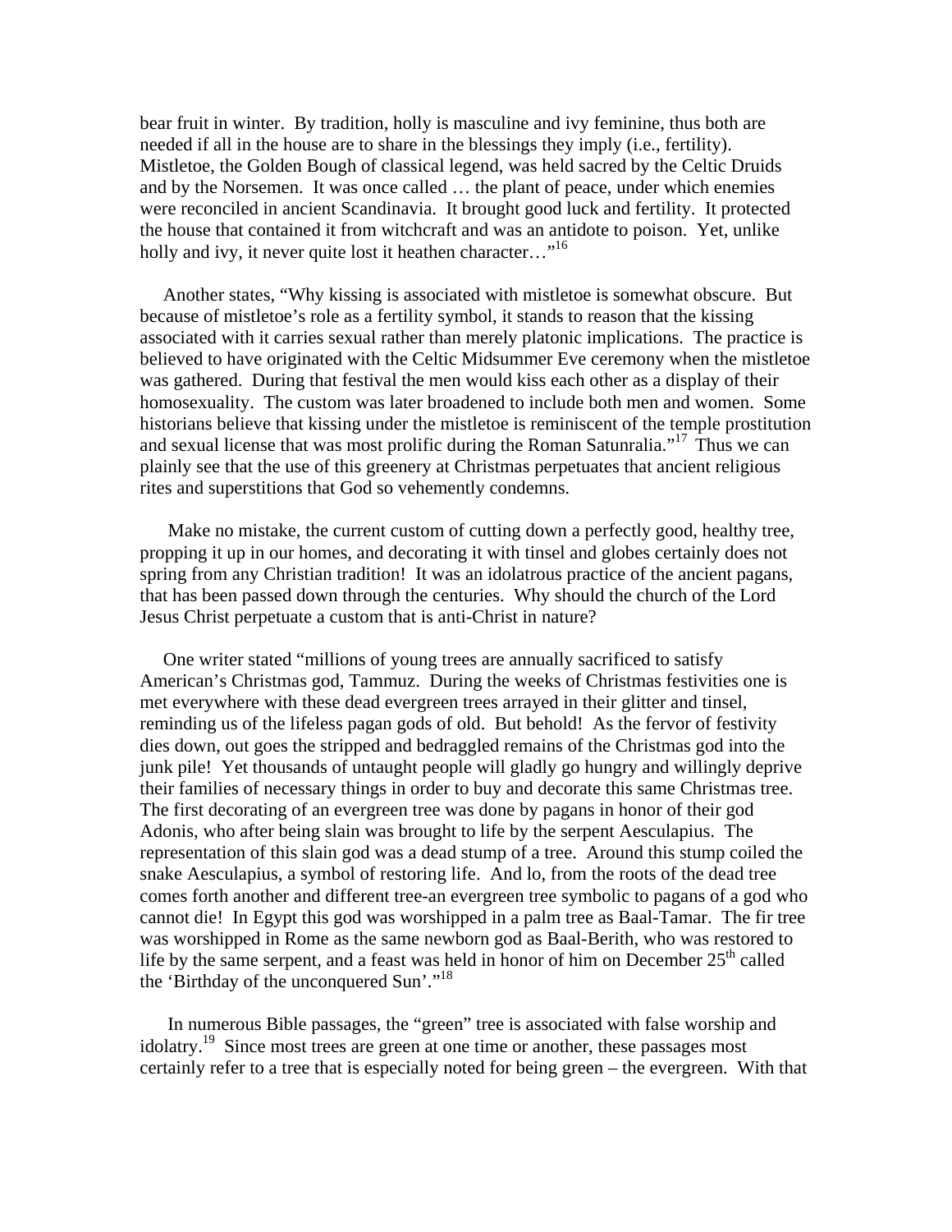bear fruit in winter. By tradition, holly is masculine and ivy feminine, thus both are needed if all in the house are to share in the blessings they imply (i.e., fertility). Mistletoe, the Golden Bough of classical legend, was held sacred by the Celtic Druids and by the Norsemen. It was once called … the plant of peace, under which enemies were reconciled in ancient Scandinavia. It brought good luck and fertility. It protected the house that contained it from witchcraft and was an antidote to poison. Yet, unlike holly and ivy, it never quite lost it heathen character…"[16]

Another states, "Why kissing is associated with mistletoe is somewhat obscure. But because of mistletoe's role as a fertility symbol, it stands to reason that the kissing associated with it carries sexual rather than merely platonic implications. The practice is believed to have originated with the Celtic Midsummer Eve ceremony when the mistletoe was gathered. During that festival the men would kiss each other as a display of their homosexuality. The custom was later broadened to include both men and women. Some historians believe that kissing under the mistletoe is reminiscent of the temple prostitution and sexual license that was most prolific during the Roman Satunralia."[17] Thus we can plainly see that the use of this greenery at Christmas perpetuates that ancient religious rites and superstitions that God so vehemently condemns.

Make no mistake, the current custom of cutting down a perfectly good, healthy tree, propping it up in our homes, and decorating it with tinsel and globes certainly does not spring from any Christian tradition! It was an idolatrous practice of the ancient pagans, that has been passed down through the centuries. Why should the church of the Lord Jesus Christ perpetuate a custom that is anti-Christ in nature?

One writer stated "millions of young trees are annually sacrificed to satisfy American's Christmas god, Tammuz. During the weeks of Christmas festivities one is met everywhere with these dead evergreen trees arrayed in their glitter and tinsel, reminding us of the lifeless pagan gods of old. But behold! As the fervor of festivity dies down, out goes the stripped and bedraggled remains of the Christmas god into the junk pile! Yet thousands of untaught people will gladly go hungry and willingly deprive their families of necessary things in order to buy and decorate this same Christmas tree. The first decorating of an evergreen tree was done by pagans in honor of their god Adonis, who after being slain was brought to life by the serpent Aesculapius. The representation of this slain god was a dead stump of a tree. Around this stump coiled the snake Aesculapius, a symbol of restoring life. And lo, from the roots of the dead tree comes forth another and different tree-an evergreen tree symbolic to pagans of a god who cannot die! In Egypt this god was worshipped in a palm tree as Baal-Tamar. The fir tree was worshipped in Rome as the same newborn god as Baal-Berith, who was restored to life by the same serpent, and a feast was held in honor of him on December 25th called the 'Birthday of the unconquered Sun'."[18]

In numerous Bible passages, the "green" tree is associated with false worship and idolatry.[19] Since most trees are green at one time or another, these passages most certainly refer to a tree that is especially noted for being green – the evergreen. With that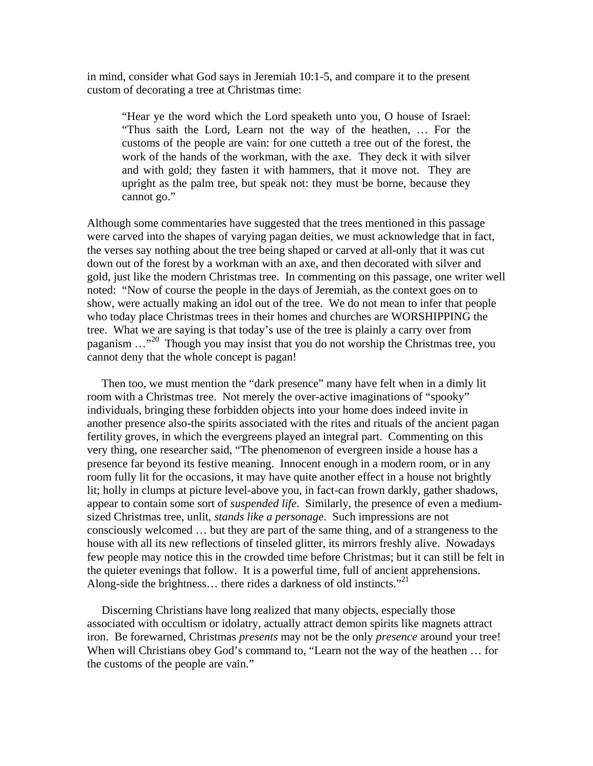in mind, consider what God says in Jeremiah 10:1-5, and compare it to the present custom of decorating a tree at Christmas time:

> "Hear ye the word which the Lord speaketh unto you, O house of Israel: "Thus saith the Lord, Learn not the way of the heathen, … For the customs of the people are vain: for one cutteth a tree out of the forest, the work of the hands of the workman, with the axe. They deck it with silver and with gold; they fasten it with hammers, that it move not. They are upright as the palm tree, but speak not: they must be borne, because they cannot go."

Although some commentaries have suggested that the trees mentioned in this passage were carved into the shapes of varying pagan deities, we must acknowledge that in fact, the verses say nothing about the tree being shaped or carved at all-only that it was cut down out of the forest by a workman with an axe, and then decorated with silver and gold, just like the modern Christmas tree. In commenting on this passage, one writer well noted: "Now of course the people in the days of Jeremiah, as the context goes on to show, were actually making an idol out of the tree. We do not mean to infer that people who today place Christmas trees in their homes and churches are WORSHIPPING the tree. What we are saying is that today's use of the tree is plainly a carry over from paganism …"[20] Though you may insist that you do not worship the Christmas tree, you cannot deny that the whole concept is pagan!

Then too, we must mention the "dark presence" many have felt when in a dimly lit room with a Christmas tree. Not merely the over-active imaginations of "spooky" individuals, bringing these forbidden objects into your home does indeed invite in another presence also-the spirits associated with the rites and rituals of the ancient pagan fertility groves, in which the evergreens played an integral part. Commenting on this very thing, one researcher said, "The phenomenon of evergreen inside a house has a presence far beyond its festive meaning. Innocent enough in a modern room, or in any room fully lit for the occasions, it may have quite another effect in a house not brightly lit; holly in clumps at picture level-above you, in fact-can frown darkly, gather shadows, appear to contain some sort of *suspended life*. Similarly, the presence of even a medium-sized Christmas tree, unlit, *stands like a personage*. Such impressions are not consciously welcomed … but they are part of the same thing, and of a strangeness to the house with all its new reflections of tinseled glitter, its mirrors freshly alive. Nowadays few people may notice this in the crowded time before Christmas; but it can still be felt in the quieter evenings that follow. It is a powerful time, full of ancient apprehensions. Along-side the brightness… there rides a darkness of old instincts."[21]

Discerning Christians have long realized that many objects, especially those associated with occultism or idolatry, actually attract demon spirits like magnets attract iron. Be forewarned, Christmas *presents* may not be the only *presence* around your tree! When will Christians obey God's command to, "Learn not the way of the heathen … for the customs of the people are vain."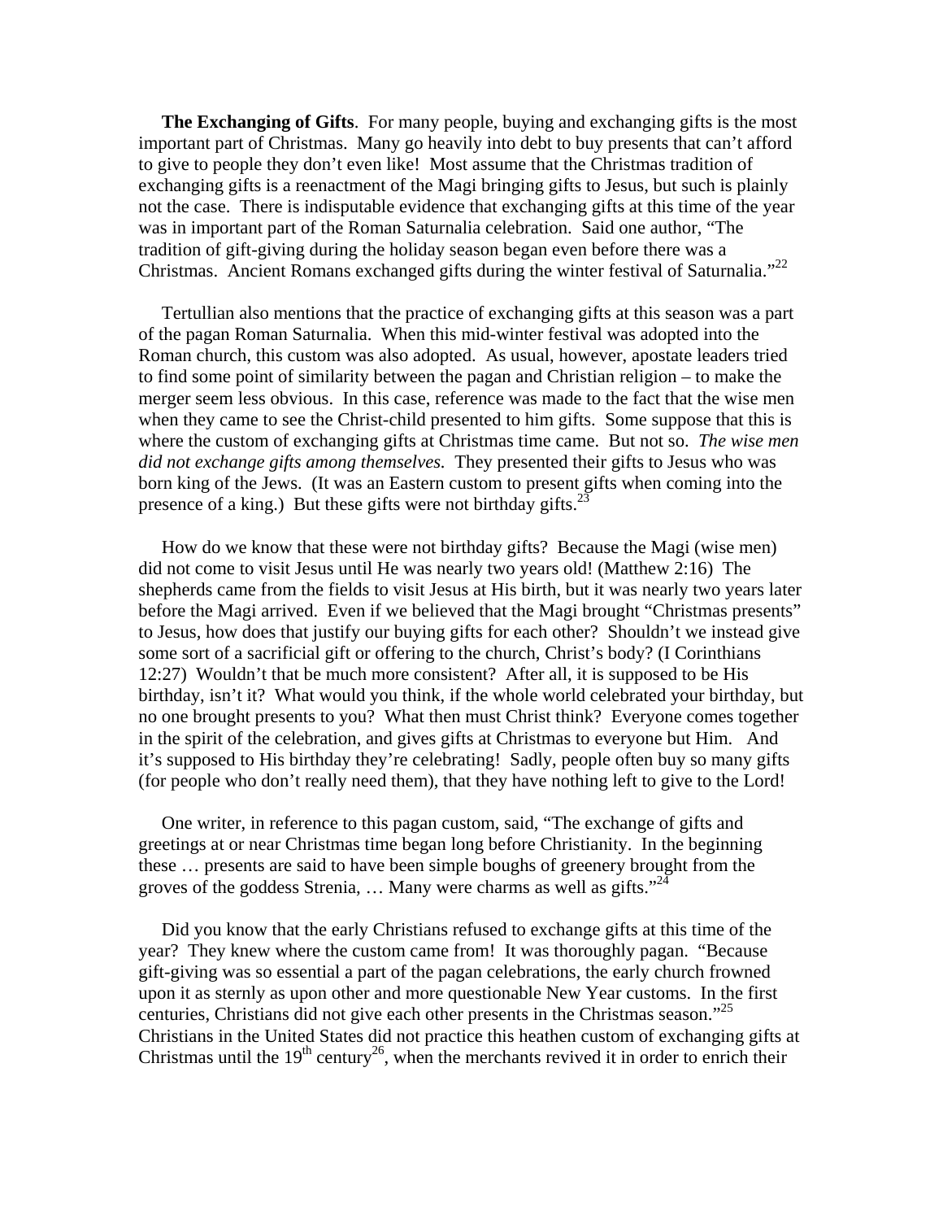**The Exchanging of Gifts**. For many people, buying and exchanging gifts is the most important part of Christmas. Many go heavily into debt to buy presents that can't afford to give to people they don't even like! Most assume that the Christmas tradition of exchanging gifts is a reenactment of the Magi bringing gifts to Jesus, but such is plainly not the case. There is indisputable evidence that exchanging gifts at this time of the year was in important part of the Roman Saturnalia celebration. Said one author, "The tradition of gift-giving during the holiday season began even before there was a Christmas. Ancient Romans exchanged gifts during the winter festival of Saturnalia."[22]

Tertullian also mentions that the practice of exchanging gifts at this season was a part of the pagan Roman Saturnalia. When this mid-winter festival was adopted into the Roman church, this custom was also adopted. As usual, however, apostate leaders tried to find some point of similarity between the pagan and Christian religion – to make the merger seem less obvious. In this case, reference was made to the fact that the wise men when they came to see the Christ-child presented to him gifts. Some suppose that this is where the custom of exchanging gifts at Christmas time came. But not so. *The wise men did not exchange gifts among themselves.* They presented their gifts to Jesus who was born king of the Jews. (It was an Eastern custom to present gifts when coming into the presence of a king.) But these gifts were not birthday gifts.[23]

How do we know that these were not birthday gifts? Because the Magi (wise men) did not come to visit Jesus until He was nearly two years old! (Matthew 2:16) The shepherds came from the fields to visit Jesus at His birth, but it was nearly two years later before the Magi arrived. Even if we believed that the Magi brought "Christmas presents" to Jesus, how does that justify our buying gifts for each other? Shouldn't we instead give some sort of a sacrificial gift or offering to the church, Christ's body? (I Corinthians 12:27) Wouldn't that be much more consistent? After all, it is supposed to be His birthday, isn't it? What would you think, if the whole world celebrated your birthday, but no one brought presents to you? What then must Christ think? Everyone comes together in the spirit of the celebration, and gives gifts at Christmas to everyone but Him. And it's supposed to His birthday they're celebrating! Sadly, people often buy so many gifts (for people who don't really need them), that they have nothing left to give to the Lord!

One writer, in reference to this pagan custom, said, "The exchange of gifts and greetings at or near Christmas time began long before Christianity. In the beginning these … presents are said to have been simple boughs of greenery brought from the groves of the goddess Strenia, … Many were charms as well as gifts."[24]

Did you know that the early Christians refused to exchange gifts at this time of the year? They knew where the custom came from! It was thoroughly pagan. "Because gift-giving was so essential a part of the pagan celebrations, the early church frowned upon it as sternly as upon other and more questionable New Year customs. In the first centuries, Christians did not give each other presents in the Christmas season."[25] Christians in the United States did not practice this heathen custom of exchanging gifts at Christmas until the 19th century[26], when the merchants revived it in order to enrich their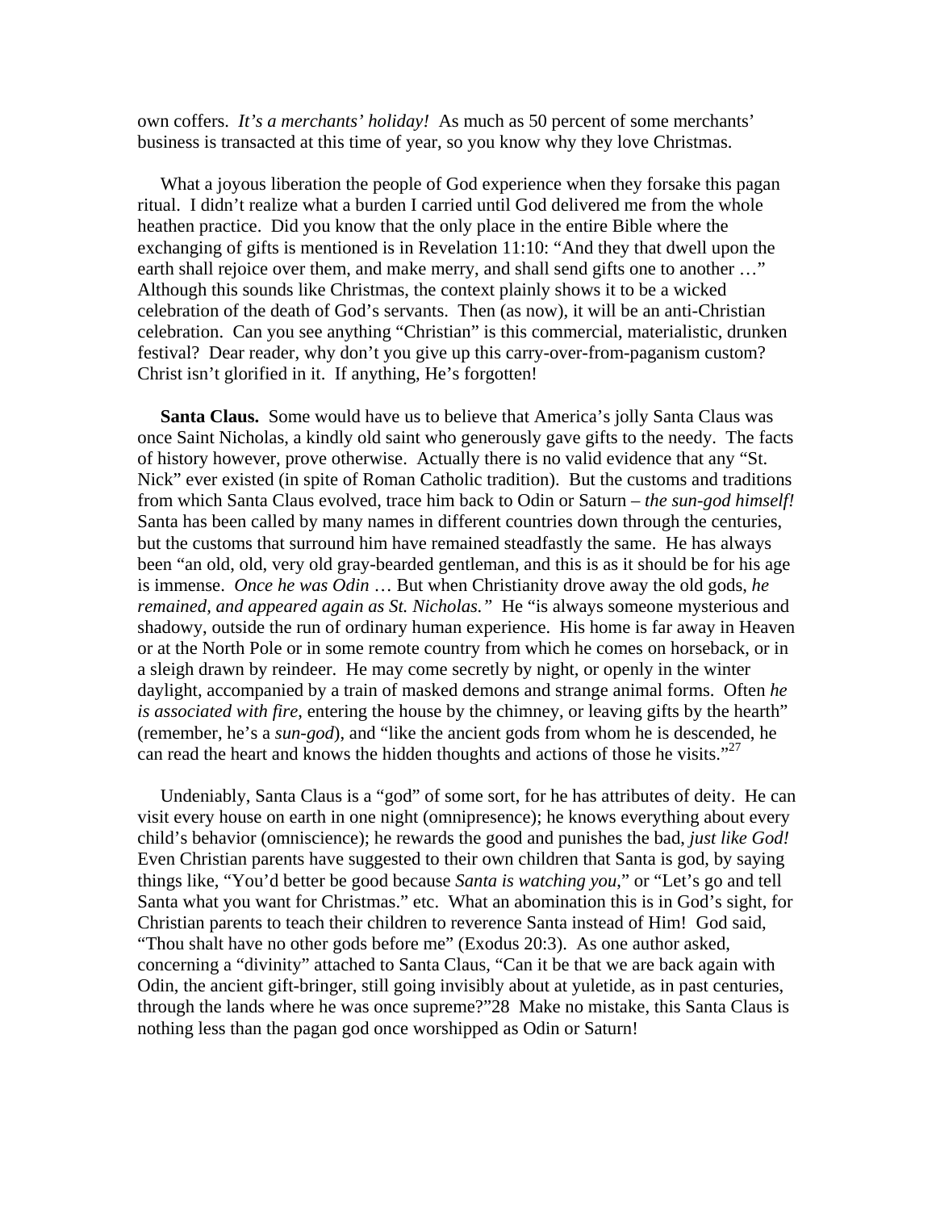own coffers. *It's a merchants' holiday!* As much as 50 percent of some merchants' business is transacted at this time of year, so you know why they love Christmas.

What a joyous liberation the people of God experience when they forsake this pagan ritual. I didn't realize what a burden I carried until God delivered me from the whole heathen practice. Did you know that the only place in the entire Bible where the exchanging of gifts is mentioned is in Revelation 11:10: "And they that dwell upon the earth shall rejoice over them, and make merry, and shall send gifts one to another …" Although this sounds like Christmas, the context plainly shows it to be a wicked celebration of the death of God's servants. Then (as now), it will be an anti-Christian celebration. Can you see anything "Christian" is this commercial, materialistic, drunken festival? Dear reader, why don't you give up this carry-over-from-paganism custom? Christ isn't glorified in it. If anything, He's forgotten!

**Santa Claus.** Some would have us to believe that America's jolly Santa Claus was once Saint Nicholas, a kindly old saint who generously gave gifts to the needy. The facts of history however, prove otherwise. Actually there is no valid evidence that any "St. Nick" ever existed (in spite of Roman Catholic tradition). But the customs and traditions from which Santa Claus evolved, trace him back to Odin or Saturn – *the sun-god himself!* Santa has been called by many names in different countries down through the centuries, but the customs that surround him have remained steadfastly the same. He has always been "an old, old, very old gray-bearded gentleman, and this is as it should be for his age is immense. *Once he was Odin* … But when Christianity drove away the old gods, *he remained, and appeared again as St. Nicholas."* He "is always someone mysterious and shadowy, outside the run of ordinary human experience. His home is far away in Heaven or at the North Pole or in some remote country from which he comes on horseback, or in a sleigh drawn by reindeer. He may come secretly by night, or openly in the winter daylight, accompanied by a train of masked demons and strange animal forms. Often *he is associated with fire*, entering the house by the chimney, or leaving gifts by the hearth" (remember, he's a *sun-god*), and "like the ancient gods from whom he is descended, he can read the heart and knows the hidden thoughts and actions of those he visits."[27]

Undeniably, Santa Claus is a "god" of some sort, for he has attributes of deity. He can visit every house on earth in one night (omnipresence); he knows everything about every child's behavior (omniscience); he rewards the good and punishes the bad, *just like God!* Even Christian parents have suggested to their own children that Santa is god, by saying things like, "You'd better be good because *Santa is watching you*," or "Let's go and tell Santa what you want for Christmas." etc. What an abomination this is in God's sight, for Christian parents to teach their children to reverence Santa instead of Him! God said, "Thou shalt have no other gods before me" (Exodus 20:3). As one author asked, concerning a "divinity" attached to Santa Claus, "Can it be that we are back again with Odin, the ancient gift-bringer, still going invisibly about at yuletide, as in past centuries, through the lands where he was once supreme?"28 Make no mistake, this Santa Claus is nothing less than the pagan god once worshipped as Odin or Saturn!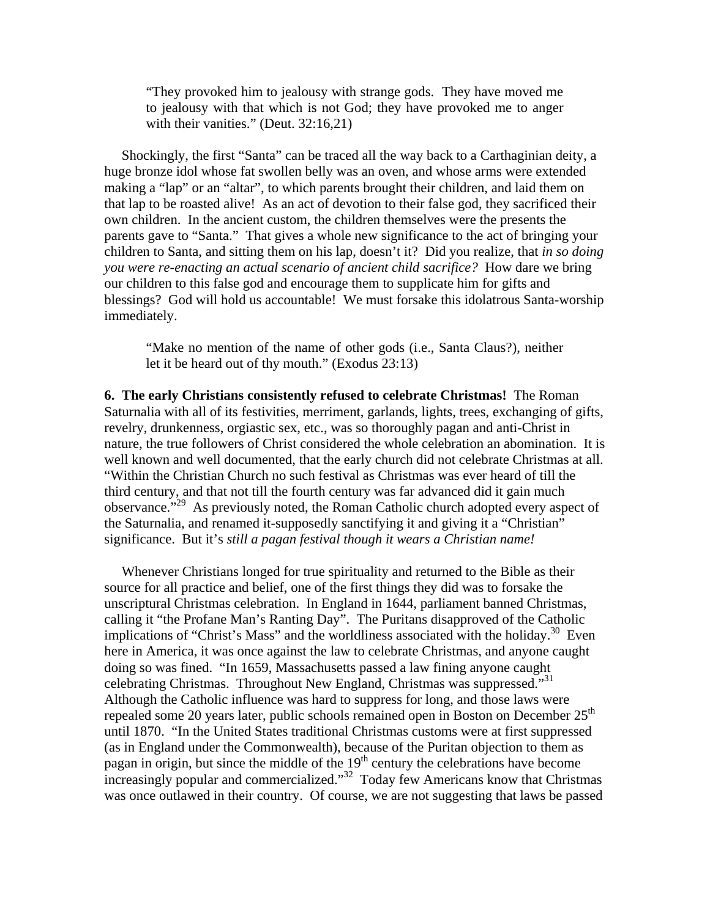> “They provoked him to jealousy with strange gods. They have moved me to jealousy with that which is not God; they have provoked me to anger with their vanities.” (Deut. 32:16,21)

Shockingly, the first “Santa” can be traced all the way back to a Carthaginian deity, a huge bronze idol whose fat swollen belly was an oven, and whose arms were extended making a “lap” or an “altar”, to which parents brought their children, and laid them on that lap to be roasted alive! As an act of devotion to their false god, they sacrificed their own children. In the ancient custom, the children themselves were the presents the parents gave to “Santa.” That gives a whole new significance to the act of bringing your children to Santa, and sitting them on his lap, doesn’t it? Did you realize, that *in so doing you were re-enacting an actual scenario of ancient child sacrifice?* How dare we bring our children to this false god and encourage them to supplicate him for gifts and blessings? God will hold us accountable! We must forsake this idolatrous Santa-worship immediately.

> “Make no mention of the name of other gods (i.e., Santa Claus?), neither let it be heard out of thy mouth.” (Exodus 23:13)

**6. The early Christians consistently refused to celebrate Christmas!** The Roman Saturnalia with all of its festivities, merriment, garlands, lights, trees, exchanging of gifts, revelry, drunkenness, orgiastic sex, etc., was so thoroughly pagan and anti-Christ in nature, the true followers of Christ considered the whole celebration an abomination. It is well known and well documented, that the early church did not celebrate Christmas at all. “Within the Christian Church no such festival as Christmas was ever heard of till the third century, and that not till the fourth century was far advanced did it gain much observance.”[29] As previously noted, the Roman Catholic church adopted every aspect of the Saturnalia, and renamed it-supposedly sanctifying it and giving it a “Christian” significance. But it’s *still a pagan festival though it wears a Christian name!*

Whenever Christians longed for true spirituality and returned to the Bible as their source for all practice and belief, one of the first things they did was to forsake the unscriptural Christmas celebration. In England in 1644, parliament banned Christmas, calling it “the Profane Man’s Ranting Day”. The Puritans disapproved of the Catholic implications of “Christ’s Mass” and the worldliness associated with the holiday.[30] Even here in America, it was once against the law to celebrate Christmas, and anyone caught doing so was fined. “In 1659, Massachusetts passed a law fining anyone caught celebrating Christmas. Throughout New England, Christmas was suppressed.”[31] Although the Catholic influence was hard to suppress for long, and those laws were repealed some 20 years later, public schools remained open in Boston on December 25th until 1870. “In the United States traditional Christmas customs were at first suppressed (as in England under the Commonwealth), because of the Puritan objection to them as pagan in origin, but since the middle of the 19th century the celebrations have become increasingly popular and commercialized.”[32] Today few Americans know that Christmas was once outlawed in their country. Of course, we are not suggesting that laws be passed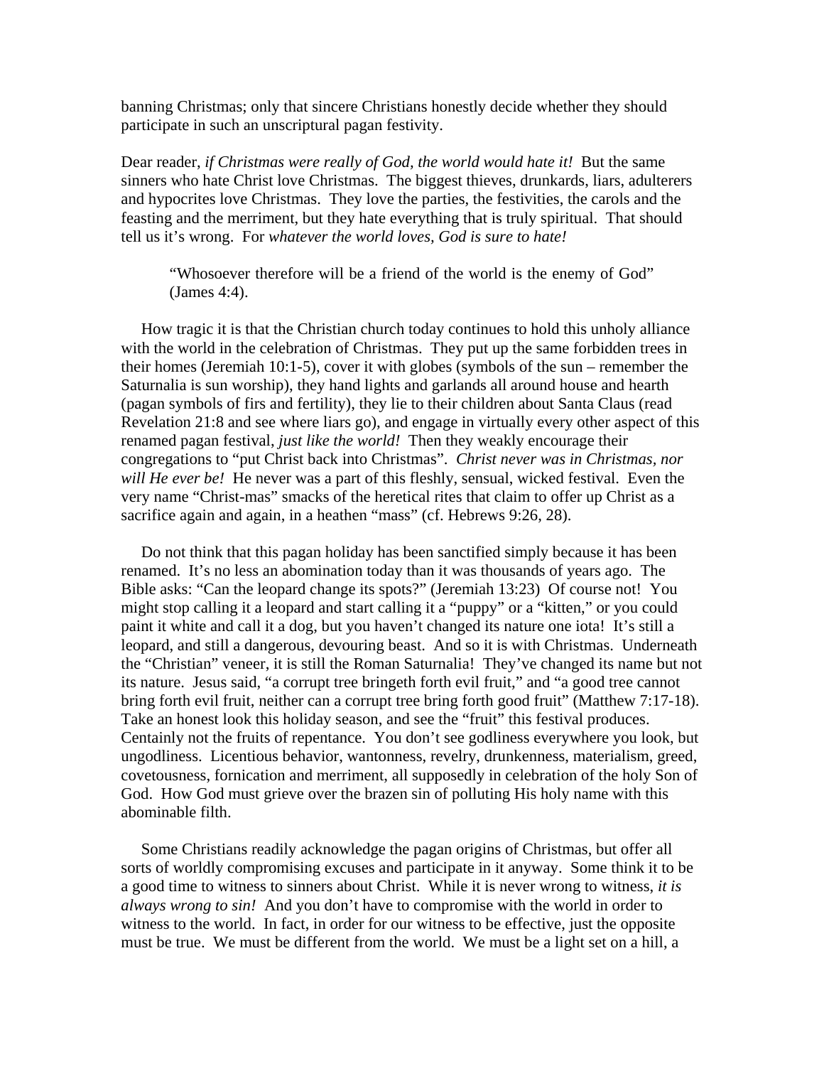banning Christmas; only that sincere Christians honestly decide whether they should participate in such an unscriptural pagan festivity.

Dear reader, *if Christmas were really of God, the world would hate it!* But the same sinners who hate Christ love Christmas. The biggest thieves, drunkards, liars, adulterers and hypocrites love Christmas. They love the parties, the festivities, the carols and the feasting and the merriment, but they hate everything that is truly spiritual. That should tell us it's wrong. For *whatever the world loves, God is sure to hate!*

> "Whosoever therefore will be a friend of the world is the enemy of God" (James 4:4).

How tragic it is that the Christian church today continues to hold this unholy alliance with the world in the celebration of Christmas. They put up the same forbidden trees in their homes (Jeremiah 10:1-5), cover it with globes (symbols of the sun – remember the Saturnalia is sun worship), they hand lights and garlands all around house and hearth (pagan symbols of firs and fertility), they lie to their children about Santa Claus (read Revelation 21:8 and see where liars go), and engage in virtually every other aspect of this renamed pagan festival, *just like the world!* Then they weakly encourage their congregations to "put Christ back into Christmas". *Christ never was in Christmas, nor will He ever be!* He never was a part of this fleshly, sensual, wicked festival. Even the very name "Christ-mas" smacks of the heretical rites that claim to offer up Christ as a sacrifice again and again, in a heathen "mass" (cf. Hebrews 9:26, 28).

Do not think that this pagan holiday has been sanctified simply because it has been renamed. It's no less an abomination today than it was thousands of years ago. The Bible asks: "Can the leopard change its spots?" (Jeremiah 13:23) Of course not! You might stop calling it a leopard and start calling it a "puppy" or a "kitten," or you could paint it white and call it a dog, but you haven't changed its nature one iota! It's still a leopard, and still a dangerous, devouring beast. And so it is with Christmas. Underneath the "Christian" veneer, it is still the Roman Saturnalia! They've changed its name but not its nature. Jesus said, "a corrupt tree bringeth forth evil fruit," and "a good tree cannot bring forth evil fruit, neither can a corrupt tree bring forth good fruit" (Matthew 7:17-18). Take an honest look this holiday season, and see the "fruit" this festival produces. Centainly not the fruits of repentance. You don't see godliness everywhere you look, but ungodliness. Licentious behavior, wantonness, revelry, drunkenness, materialism, greed, covetousness, fornication and merriment, all supposedly in celebration of the holy Son of God. How God must grieve over the brazen sin of polluting His holy name with this abominable filth.

Some Christians readily acknowledge the pagan origins of Christmas, but offer all sorts of worldly compromising excuses and participate in it anyway. Some think it to be a good time to witness to sinners about Christ. While it is never wrong to witness, *it is always wrong to sin!* And you don't have to compromise with the world in order to witness to the world. In fact, in order for our witness to be effective, just the opposite must be true. We must be different from the world. We must be a light set on a hill, a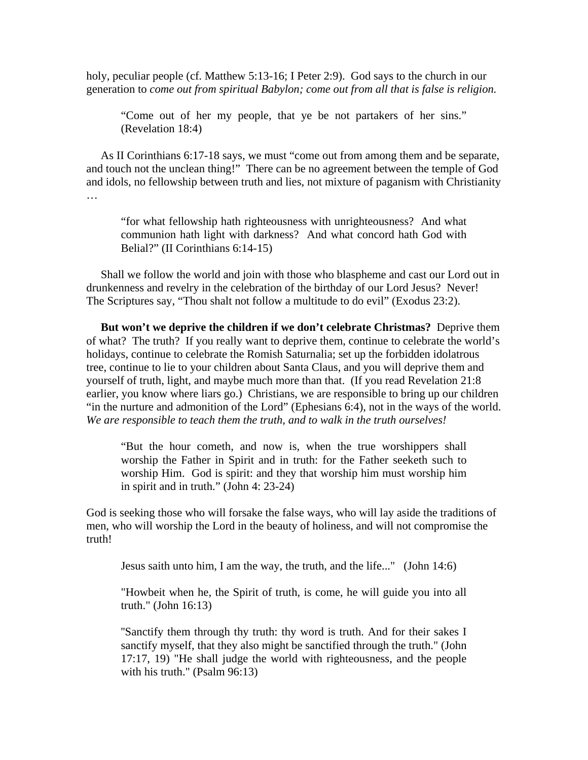holy, peculiar people (cf. Matthew 5:13-16; I Peter 2:9). God says to the church in our generation to *come out from spiritual Babylon; come out from all that is false is religion.*

> "Come out of her my people, that ye be not partakers of her sins." (Revelation 18:4)

As II Corinthians 6:17-18 says, we must "come out from among them and be separate, and touch not the unclean thing!" There can be no agreement between the temple of God and idols, no fellowship between truth and lies, not mixture of paganism with Christianity …

> "for what fellowship hath righteousness with unrighteousness? And what communion hath light with darkness? And what concord hath God with Belial?" (II Corinthians 6:14-15)

Shall we follow the world and join with those who blaspheme and cast our Lord out in drunkenness and revelry in the celebration of the birthday of our Lord Jesus? Never! The Scriptures say, "Thou shalt not follow a multitude to do evil" (Exodus 23:2).

**But won't we deprive the children if we don't celebrate Christmas?** Deprive them of what? The truth? If you really want to deprive them, continue to celebrate the world's holidays, continue to celebrate the Romish Saturnalia; set up the forbidden idolatrous tree, continue to lie to your children about Santa Claus, and you will deprive them and yourself of truth, light, and maybe much more than that. (If you read Revelation 21:8 earlier, you know where liars go.) Christians, we are responsible to bring up our children "in the nurture and admonition of the Lord" (Ephesians 6:4), not in the ways of the world. *We are responsible to teach them the truth, and to walk in the truth ourselves!*

> "But the hour cometh, and now is, when the true worshippers shall worship the Father in Spirit and in truth: for the Father seeketh such to worship Him. God is spirit: and they that worship him must worship him in spirit and in truth." (John 4: 23-24)

God is seeking those who will forsake the false ways, who will lay aside the traditions of men, who will worship the Lord in the beauty of holiness, and will not compromise the truth!

> Jesus saith unto him, I am the way, the truth, and the life..." (John 14:6)
>
> "Howbeit when he, the Spirit of truth, is come, he will guide you into all truth." (John 16:13)
>
> "Sanctify them through thy truth: thy word is truth. And for their sakes I sanctify myself, that they also might be sanctified through the truth." (John 17:17, 19) "He shall judge the world with righteousness, and the people with his truth." (Psalm 96:13)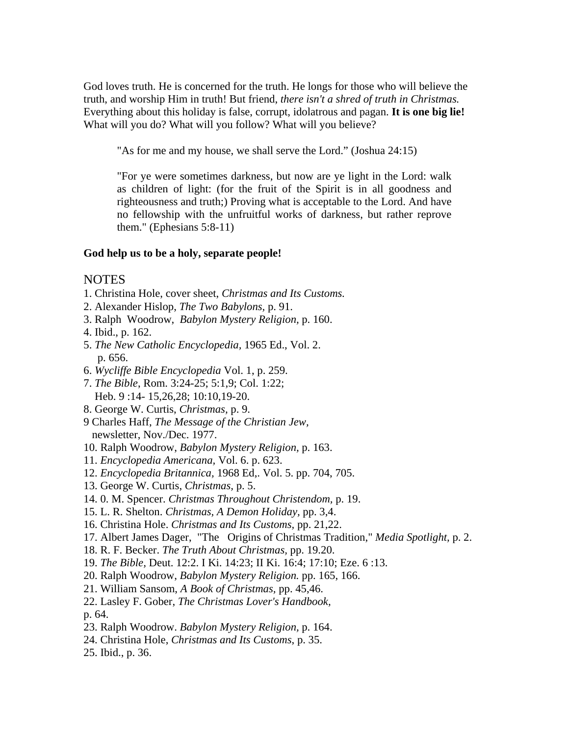God loves truth. He is concerned for the truth. He longs for those who will believe the truth, and worship Him in truth! But friend, *there isn't a shred of truth in Christmas.* Everything about this holiday is false, corrupt, idolatrous and pagan. **It is one big lie!** What will you do? What will you follow? What will you believe?

> "As for me and my house, we shall serve the Lord." (Joshua 24:15)
>
> "For ye were sometimes darkness, but now are ye light in the Lord: walk as children of light: (for the fruit of the Spirit is in all goodness and righteousness and truth;) Proving what is acceptable to the Lord. And have no fellowship with the unfruitful works of darkness, but rather reprove them." (Ephesians 5:8-11)

**God help us to be a holy, separate people!**

## NOTES

1. Christina Hole, cover sheet, *Christmas and Its Customs.*
2. Alexander Hislop, *The Two Babylons,* p. 91.
3. Ralph Woodrow, *Babylon Mystery Religion,* p. 160.
4. Ibid., p. 162.
5. *The New Catholic Encyclopedia,* 1965 Ed., Vol. 2. p. 656.
6. *Wycliffe Bible Encyclopedia* Vol. 1, p. 259.
7. *The Bible*, Rom. 3:24-25; 5:1,9; Col. 1:22; Heb. 9 :14- 15,26,28; 10:10,19-20.
8. George W. Curtis, *Christmas,* p. 9.
9. Charles Haff, *The Message of the Christian Jew,* newsletter, Nov./Dec. 1977.
10. Ralph Woodrow, *Babylon Mystery Religion,* p. 163.
11. *Encyclopedia Americana,* Vol. 6. p. 623.
12. *Encyclopedia Britannica,* 1968 Ed,. Vol. 5. pp. 704, 705.
13. George W. Curtis, *Christmas,* p. 5.
14. 0. M. Spencer. *Christmas Throughout Christendom,* p. 19.
15. L. R. Shelton. *Christmas, A Demon Holiday,* pp. 3,4.
16. Christina Hole. *Christmas and Its Customs,* pp. 21,22.
17. Albert James Dager, "The Origins of Christmas Tradition," *Media Spotlight,* p. 2.
18. R. F. Becker. *The Truth About Christmas,* pp. 19.20.
19. *The Bible,* Deut. 12:2. I Ki. 14:23; II Ki. 16:4; 17:10; Eze. 6 :13.
20. Ralph Woodrow, *Babylon Mystery Religion.* pp. 165, 166.
21. William Sansom, *A Book of Christmas,* pp. 45,46.
22. Lasley F. Gober, *The Christmas Lover's Handbook,* p. 64.
23. Ralph Woodrow. *Babylon Mystery Religion,* p. 164.
24. Christina Hole, *Christmas and Its Customs,* p. 35.
25. Ibid., p. 36.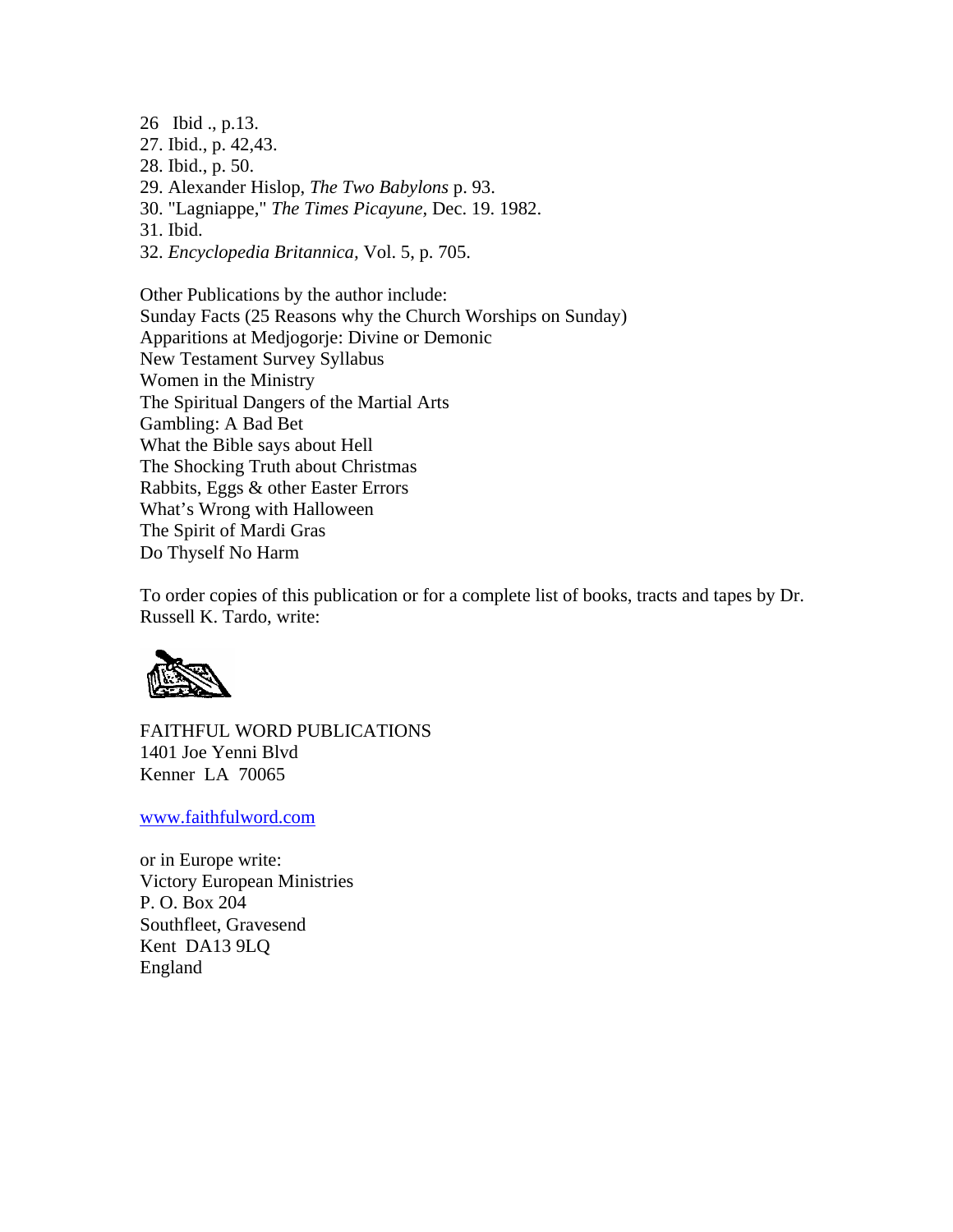26 Ibid ., p.13.
27. Ibid., p. 42,43.
28. Ibid., p. 50.
29. Alexander Hislop, *The Two Babylons* p. 93.
30. "Lagniappe," *The Times Picayune,* Dec. 19. 1982.
31. Ibid.
32. *Encyclopedia Britannica,* Vol. 5, p. 705.

Other Publications by the author include:
Sunday Facts (25 Reasons why the Church Worships on Sunday)
Apparitions at Medjogorje: Divine or Demonic
New Testament Survey Syllabus
Women in the Ministry
The Spiritual Dangers of the Martial Arts
Gambling: A Bad Bet
What the Bible says about Hell
The Shocking Truth about Christmas
Rabbits, Eggs & other Easter Errors
What's Wrong with Halloween
The Spirit of Mardi Gras
Do Thyself No Harm

To order copies of this publication or for a complete list of books, tracts and tapes by Dr. Russell K. Tardo, write:

FAITHFUL WORD PUBLICATIONS
1401 Joe Yenni Blvd
Kenner LA 70065

www.faithfulword.com

or in Europe write:
Victory European Ministries
P. O. Box 204
Southfleet, Gravesend
Kent DA13 9LQ
England